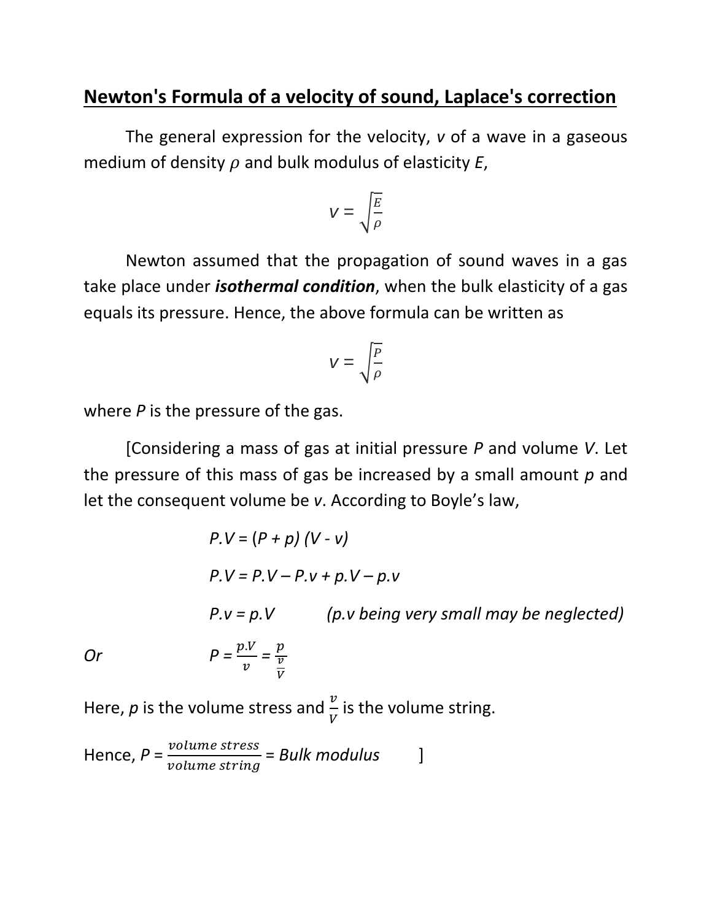# Newton's Formula of a velocity of sound, Laplace's correction

The general expression for the velocity, $v$ of a wave in a gaseous medium of density $\rho$ and bulk modulus of elasticity $E$,

$$v = \sqrt{\frac{E}{\rho}}$$

Newton assumed that the propagation of sound waves in a gas take place under ***isothermal condition***, when the bulk elasticity of a gas equals its pressure. Hence, the above formula can be written as

$$v = \sqrt{\frac{P}{\rho}}$$

where $P$ is the pressure of the gas.

[Considering a mass of gas at initial pressure $P$ and volume $V$. Let the pressure of this mass of gas be increased by a small amount $p$ and let the consequent volume be $v$. According to Boyle's law,

$$P.V = (P + p)\,(V - v)$$

$$P.V = P.V - P.v + p.V - p.v$$

$$P.v = p.V \qquad \textit{(p.v being very small may be neglected)}$$

*Or* $$P = \frac{p.V}{v} = \frac{p}{\frac{v}{V}}$$

Here, $p$ is the volume stress and $\frac{v}{V}$ is the volume string.

Hence, $P = \frac{\textit{volume stress}}{\textit{volume string}} = \textit{Bulk modulus}$ ]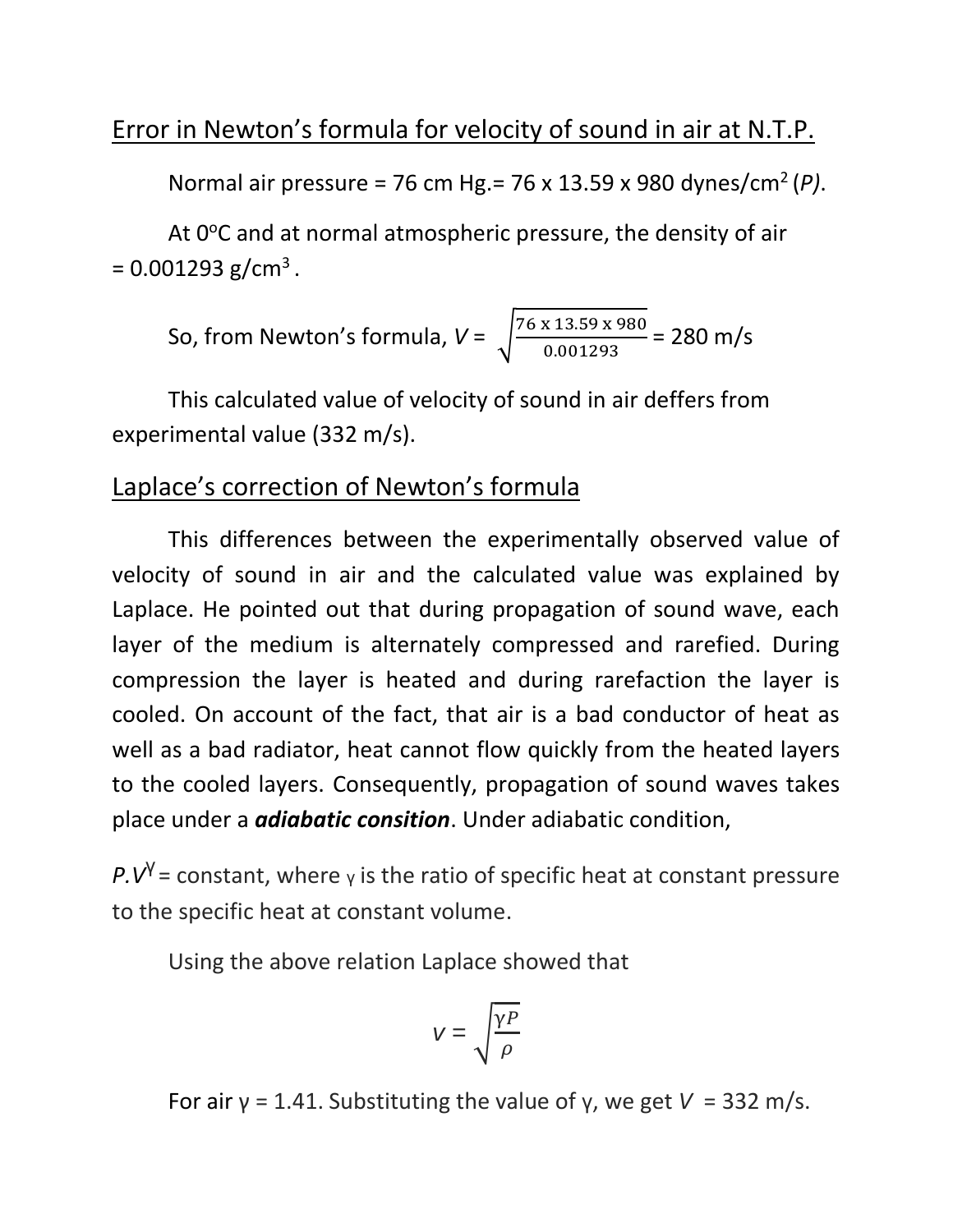## Error in Newton's formula for velocity of sound in air at N.T.P.

Normal air pressure = 76 cm Hg.= 76 x 13.59 x 980 dynes/$cm^2$ (*P*).

At $0^oC$ and at normal atmospheric pressure, the density of air = 0.001293 g/$cm^3$.

So, from Newton's formula, $V = \sqrt{\frac{76 \times 13.59 \times 980}{0.001293}}$ = 280 m/s

This calculated value of velocity of sound in air deffers from experimental value (332 m/s).

## Laplace's correction of Newton's formula

This differences between the experimentally observed value of velocity of sound in air and the calculated value was explained by Laplace. He pointed out that during propagation of sound wave, each layer of the medium is alternately compressed and rarefied. During compression the layer is heated and during rarefaction the layer is cooled. On account of the fact, that air is a bad conductor of heat as well as a bad radiator, heat cannot flow quickly from the heated layers to the cooled layers. Consequently, propagation of sound waves takes place under a ***adiabatic consition***. Under adiabatic condition,

$P.V^{\gamma}$ = constant, where $\gamma$ is the ratio of specific heat at constant pressure to the specific heat at constant volume.

Using the above relation Laplace showed that

$$V = \sqrt{\frac{\gamma P}{\rho}}$$

For air $\gamma$ = 1.41. Substituting the value of $\gamma$, we get $V$ = 332 m/s.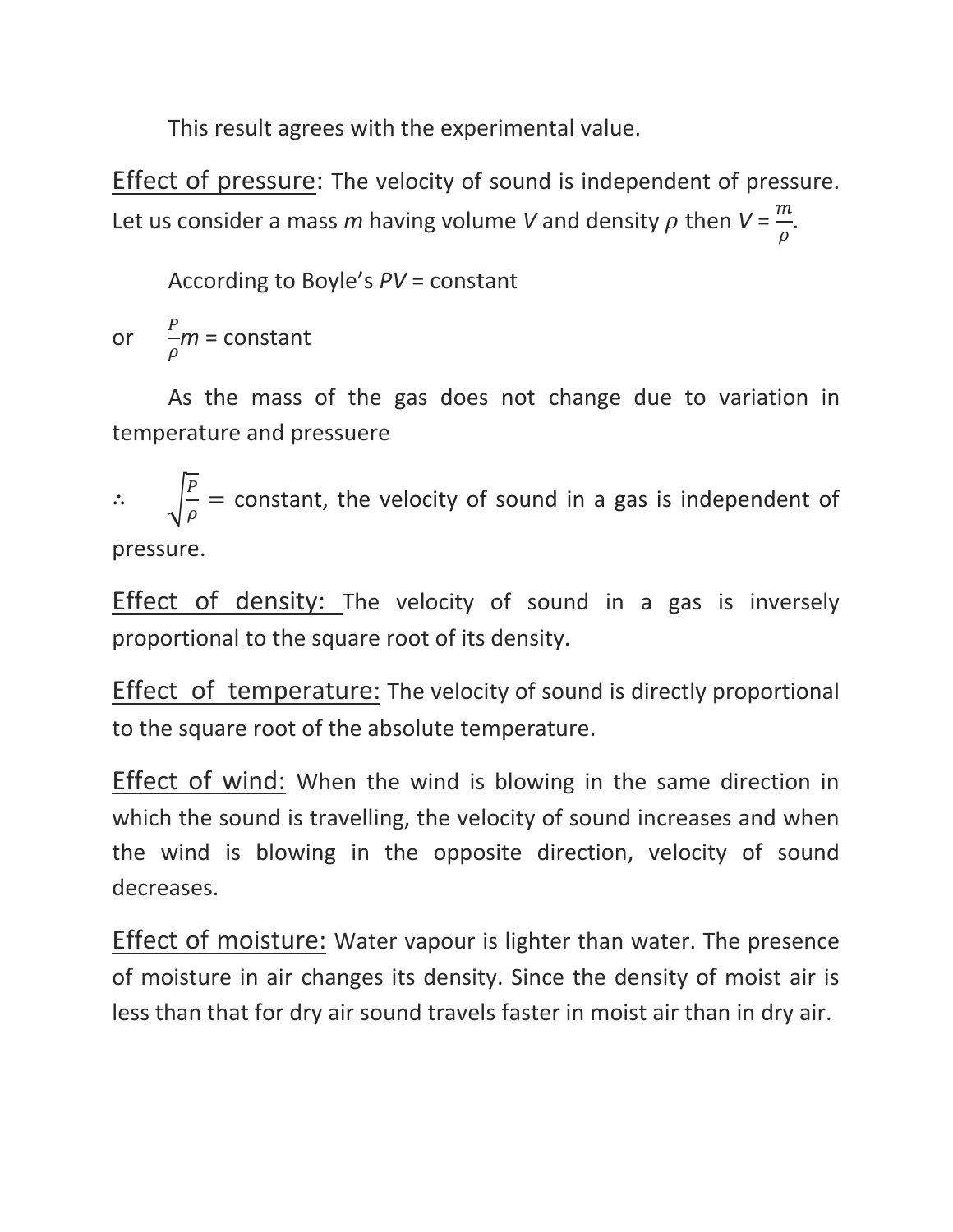This result agrees with the experimental value.

<u>Effect of pressure</u>: The velocity of sound is independent of pressure. Let us consider a mass *m* having volume *V* and density $\rho$ then $V = \frac{m}{\rho}$.

According to Boyle's *PV* = constant

or $\frac{P}{\rho}m$ = constant

As the mass of the gas does not change due to variation in temperature and pressuere

$\therefore$ $\sqrt{\frac{P}{\rho}} =$ constant, the velocity of sound in a gas is independent of pressure.

<u>Effect of density:</u> The velocity of sound in a gas is inversely proportional to the square root of its density.

<u>Effect of temperature:</u> The velocity of sound is directly proportional to the square root of the absolute temperature.

<u>Effect of wind:</u> When the wind is blowing in the same direction in which the sound is travelling, the velocity of sound increases and when the wind is blowing in the opposite direction, velocity of sound decreases.

<u>Effect of moisture:</u> Water vapour is lighter than water. The presence of moisture in air changes its density. Since the density of moist air is less than that for dry air sound travels faster in moist air than in dry air.